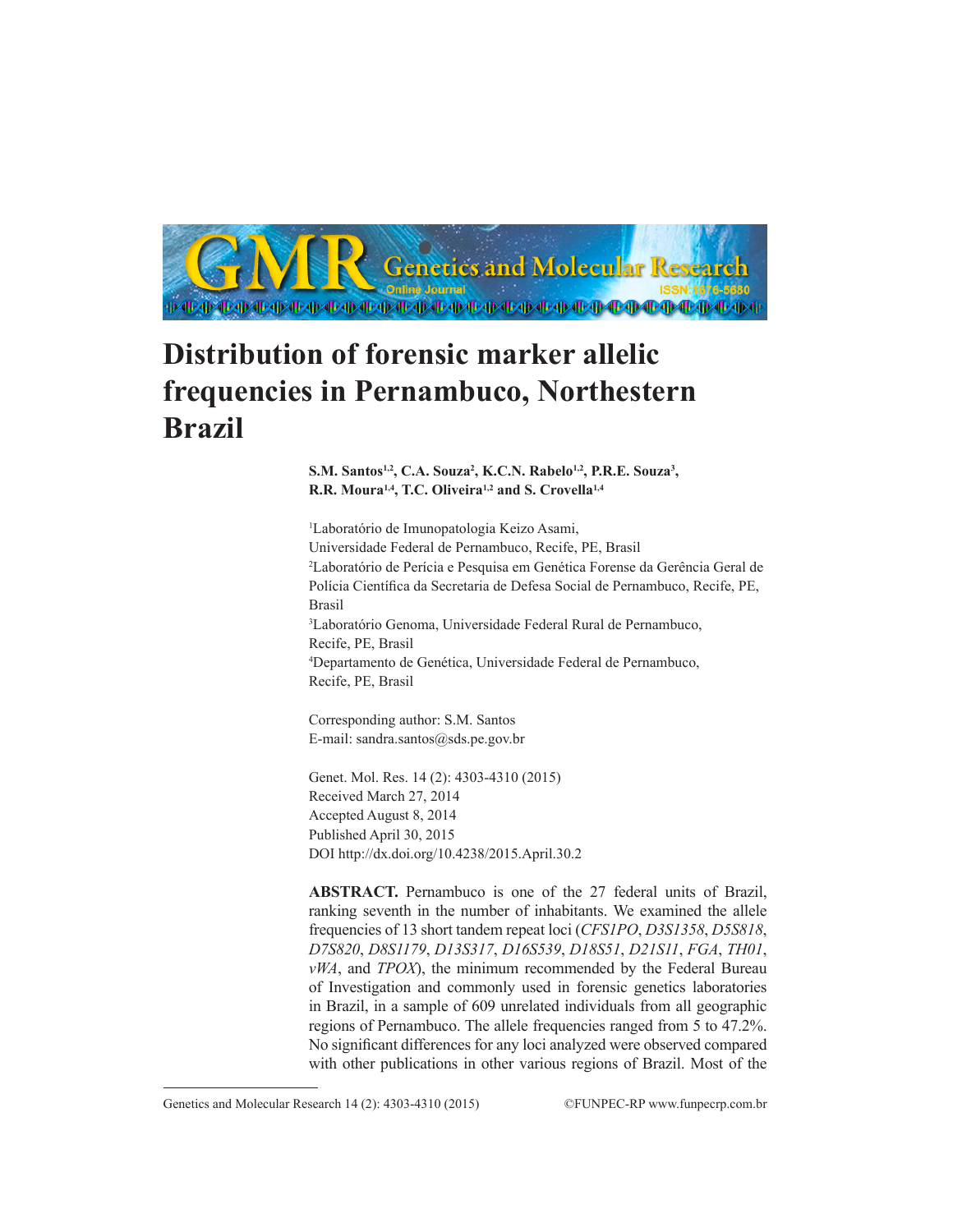# Distribution of forensic marker allelic frequencies in Pernambuco, Northestern Brazil

**S.M. Santos[1,2], C.A. Souza[2], K.C.N. Rabelo[1,2], P.R.E. Souza[3], R.R. Moura[1,4], T.C. Oliveira[1,2] and S. Crovella[1,4]**

[1]Laboratório de Imunopatologia Keizo Asami, Universidade Federal de Pernambuco, Recife, PE, Brasil
[2]Laboratório de Perícia e Pesquisa em Genética Forense da Gerência Geral de Polícia Científica da Secretaria de Defesa Social de Pernambuco, Recife, PE, Brasil
[3]Laboratório Genoma, Universidade Federal Rural de Pernambuco, Recife, PE, Brasil
[4]Departamento de Genética, Universidade Federal de Pernambuco, Recife, PE, Brasil

Corresponding author: S.M. Santos
E-mail: sandra.santos@sds.pe.gov.br

Genet. Mol. Res. 14 (2): 4303-4310 (2015)
Received March 27, 2014
Accepted August 8, 2014
Published April 30, 2015
DOI http://dx.doi.org/10.4238/2015.April.30.2

**ABSTRACT.** Pernambuco is one of the 27 federal units of Brazil, ranking seventh in the number of inhabitants. We examined the allele frequencies of 13 short tandem repeat loci (*CFS1PO*, *D3S1358*, *D5S818*, *D7S820*, *D8S1179*, *D13S317*, *D16S539*, *D18S51*, *D21S11*, *FGA*, *TH01*, *vWA*, and *TPOX*), the minimum recommended by the Federal Bureau of Investigation and commonly used in forensic genetics laboratories in Brazil, in a sample of 609 unrelated individuals from all geographic regions of Pernambuco. The allele frequencies ranged from 5 to 47.2%. No significant differences for any loci analyzed were observed compared with other publications in other various regions of Brazil. Most of the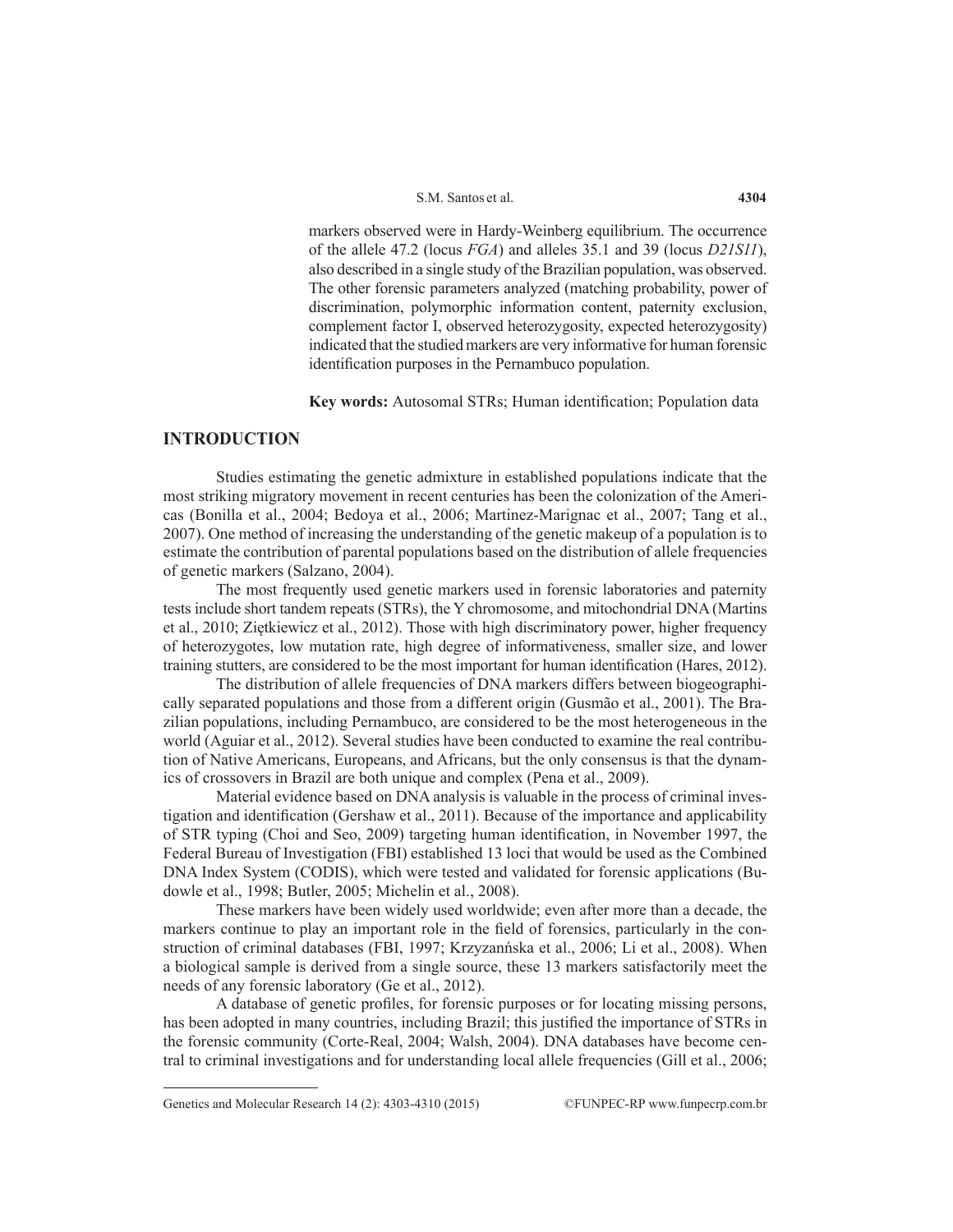markers observed were in Hardy-Weinberg equilibrium. The occurrence of the allele 47.2 (locus *FGA*) and alleles 35.1 and 39 (locus *D21S11*), also described in a single study of the Brazilian population, was observed. The other forensic parameters analyzed (matching probability, power of discrimination, polymorphic information content, paternity exclusion, complement factor I, observed heterozygosity, expected heterozygosity) indicated that the studied markers are very informative for human forensic identification purposes in the Pernambuco population.

**Key words:** Autosomal STRs; Human identification; Population data

## INTRODUCTION

Studies estimating the genetic admixture in established populations indicate that the most striking migratory movement in recent centuries has been the colonization of the Americas (Bonilla et al., 2004; Bedoya et al., 2006; Martinez-Marignac et al., 2007; Tang et al., 2007). One method of increasing the understanding of the genetic makeup of a population is to estimate the contribution of parental populations based on the distribution of allele frequencies of genetic markers (Salzano, 2004).

The most frequently used genetic markers used in forensic laboratories and paternity tests include short tandem repeats (STRs), the Y chromosome, and mitochondrial DNA (Martins et al., 2010; Ziętkiewicz et al., 2012). Those with high discriminatory power, higher frequency of heterozygotes, low mutation rate, high degree of informativeness, smaller size, and lower training stutters, are considered to be the most important for human identification (Hares, 2012).

The distribution of allele frequencies of DNA markers differs between biogeographically separated populations and those from a different origin (Gusmão et al., 2001). The Brazilian populations, including Pernambuco, are considered to be the most heterogeneous in the world (Aguiar et al., 2012). Several studies have been conducted to examine the real contribution of Native Americans, Europeans, and Africans, but the only consensus is that the dynamics of crossovers in Brazil are both unique and complex (Pena et al., 2009).

Material evidence based on DNA analysis is valuable in the process of criminal investigation and identification (Gershaw et al., 2011). Because of the importance and applicability of STR typing (Choi and Seo, 2009) targeting human identification, in November 1997, the Federal Bureau of Investigation (FBI) established 13 loci that would be used as the Combined DNA Index System (CODIS), which were tested and validated for forensic applications (Budowle et al., 1998; Butler, 2005; Michelin et al., 2008).

These markers have been widely used worldwide; even after more than a decade, the markers continue to play an important role in the field of forensics, particularly in the construction of criminal databases (FBI, 1997; Krzyzańnska et al., 2006; Li et al., 2008). When a biological sample is derived from a single source, these 13 markers satisfactorily meet the needs of any forensic laboratory (Ge et al., 2012).

A database of genetic profiles, for forensic purposes or for locating missing persons, has been adopted in many countries, including Brazil; this justified the importance of STRs in the forensic community (Corte-Real, 2004; Walsh, 2004). DNA databases have become central to criminal investigations and for understanding local allele frequencies (Gill et al., 2006;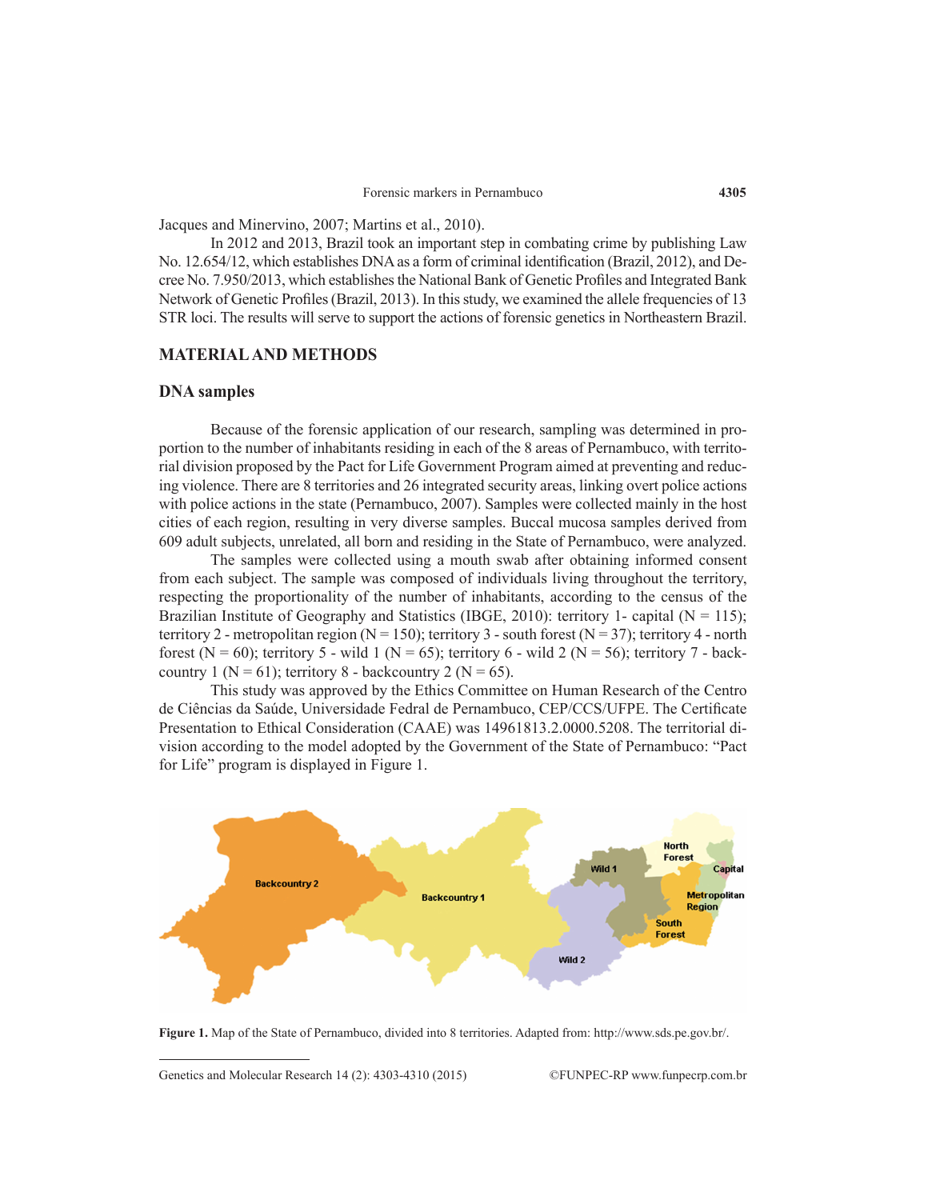Jacques and Minervino, 2007; Martins et al., 2010).

In 2012 and 2013, Brazil took an important step in combating crime by publishing Law No. 12.654/12, which establishes DNA as a form of criminal identification (Brazil, 2012), and Decree No. 7.950/2013, which establishes the National Bank of Genetic Profiles and Integrated Bank Network of Genetic Profiles (Brazil, 2013). In this study, we examined the allele frequencies of 13 STR loci. The results will serve to support the actions of forensic genetics in Northeastern Brazil.

## MATERIAL AND METHODS

### DNA samples

Because of the forensic application of our research, sampling was determined in proportion to the number of inhabitants residing in each of the 8 areas of Pernambuco, with territorial division proposed by the Pact for Life Government Program aimed at preventing and reducing violence. There are 8 territories and 26 integrated security areas, linking overt police actions with police actions in the state (Pernambuco, 2007). Samples were collected mainly in the host cities of each region, resulting in very diverse samples. Buccal mucosa samples derived from 609 adult subjects, unrelated, all born and residing in the State of Pernambuco, were analyzed.

The samples were collected using a mouth swab after obtaining informed consent from each subject. The sample was composed of individuals living throughout the territory, respecting the proportionality of the number of inhabitants, according to the census of the Brazilian Institute of Geography and Statistics (IBGE, 2010): territory 1- capital (N = 115); territory 2 - metropolitan region (N = 150); territory 3 - south forest (N = 37); territory 4 - north forest (N = 60); territory 5 - wild 1 (N = 65); territory 6 - wild 2 (N = 56); territory 7 - backcountry 1 (N = 61); territory 8 - backcountry 2 (N = 65).

This study was approved by the Ethics Committee on Human Research of the Centro de Ciências da Saúde, Universidade Fedral de Pernambuco, CEP/CCS/UFPE. The Certificate Presentation to Ethical Consideration (CAAE) was 14961813.2.0000.5208. The territorial division according to the model adopted by the Government of the State of Pernambuco: "Pact for Life" program is displayed in Figure 1.

**Figure 1.** Map of the State of Pernambuco, divided into 8 territories. Adapted from: http://www.sds.pe.gov.br/.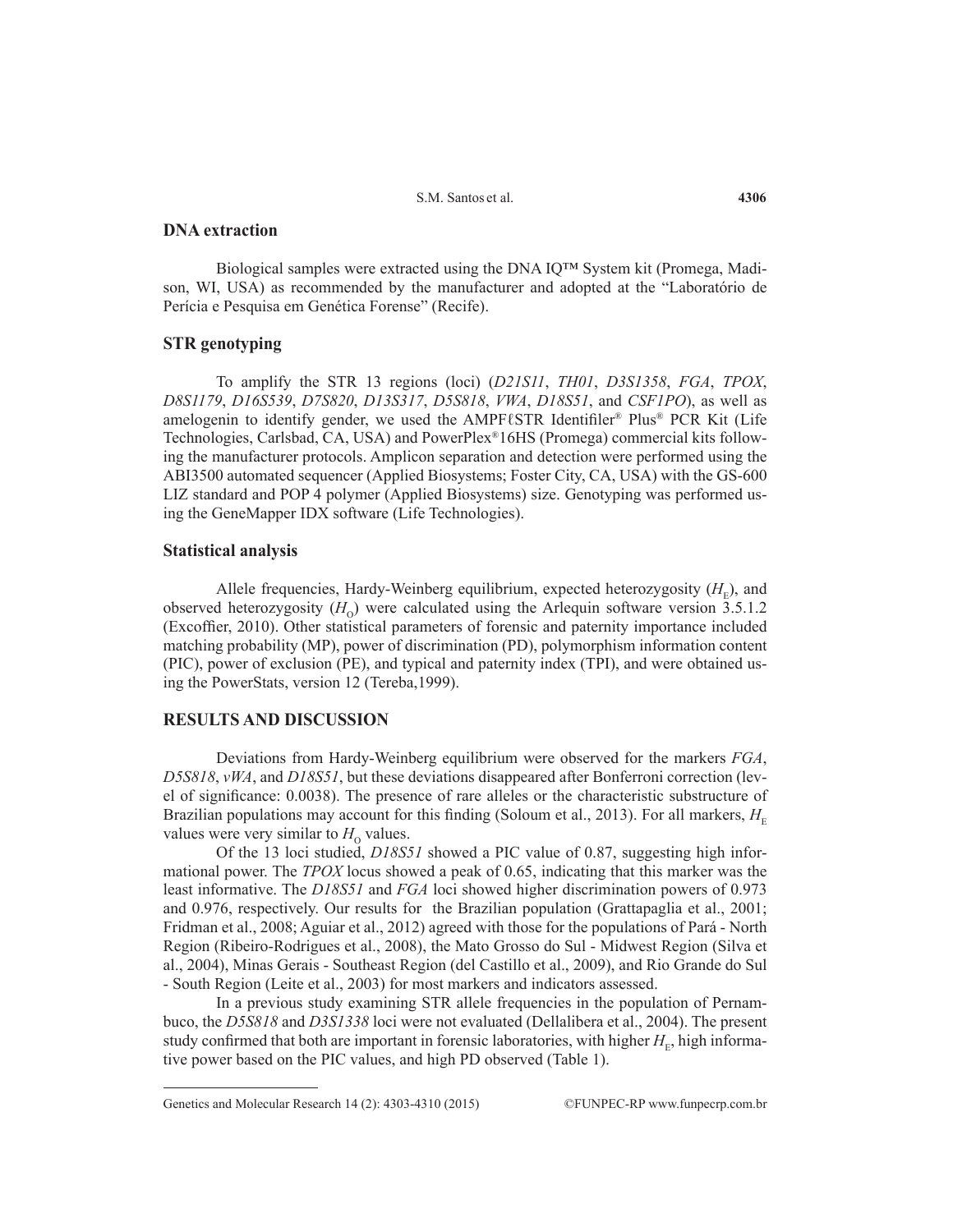## DNA extraction

Biological samples were extracted using the DNA IQ™ System kit (Promega, Madison, WI, USA) as recommended by the manufacturer and adopted at the "Laboratório de Perícia e Pesquisa em Genética Forense" (Recife).

## STR genotyping

To amplify the STR 13 regions (loci) (*D21S11*, *TH01*, *D3S1358*, *FGA*, *TPOX*, *D8S1179*, *D16S539*, *D7S820*, *D13S317*, *D5S818*, *VWA*, *D18S51*, and *CSF1PO*), as well as amelogenin to identify gender, we used the AMPFℓSTR Identifiler® Plus® PCR Kit (Life Technologies, Carlsbad, CA, USA) and PowerPlex®16HS (Promega) commercial kits following the manufacturer protocols. Amplicon separation and detection were performed using the ABI3500 automated sequencer (Applied Biosystems; Foster City, CA, USA) with the GS-600 LIZ standard and POP 4 polymer (Applied Biosystems) size. Genotyping was performed using the GeneMapper IDX software (Life Technologies).

## Statistical analysis

Allele frequencies, Hardy-Weinberg equilibrium, expected heterozygosity ($H_E$), and observed heterozygosity ($H_O$) were calculated using the Arlequin software version 3.5.1.2 (Excoffier, 2010). Other statistical parameters of forensic and paternity importance included matching probability (MP), power of discrimination (PD), polymorphism information content (PIC), power of exclusion (PE), and typical and paternity index (TPI), and were obtained using the PowerStats, version 12 (Tereba,1999).

## RESULTS AND DISCUSSION

Deviations from Hardy-Weinberg equilibrium were observed for the markers *FGA*, *D5S818*, *vWA*, and *D18S51*, but these deviations disappeared after Bonferroni correction (level of significance: 0.0038). The presence of rare alleles or the characteristic substructure of Brazilian populations may account for this finding (Soloum et al., 2013). For all markers, $H_E$ values were very similar to $H_O$ values.

Of the 13 loci studied, *D18S51* showed a PIC value of 0.87, suggesting high informational power. The *TPOX* locus showed a peak of 0.65, indicating that this marker was the least informative. The *D18S51* and *FGA* loci showed higher discrimination powers of 0.973 and 0.976, respectively. Our results for the Brazilian population (Grattapaglia et al., 2001; Fridman et al., 2008; Aguiar et al., 2012) agreed with those for the populations of Pará - North Region (Ribeiro-Rodrigues et al., 2008), the Mato Grosso do Sul - Midwest Region (Silva et al., 2004), Minas Gerais - Southeast Region (del Castillo et al., 2009), and Rio Grande do Sul - South Region (Leite et al., 2003) for most markers and indicators assessed.

In a previous study examining STR allele frequencies in the population of Pernambuco, the *D5S818* and *D3S1338* loci were not evaluated (Dellalibera et al., 2004). The present study confirmed that both are important in forensic laboratories, with higher $H_E$, high informative power based on the PIC values, and high PD observed (Table 1).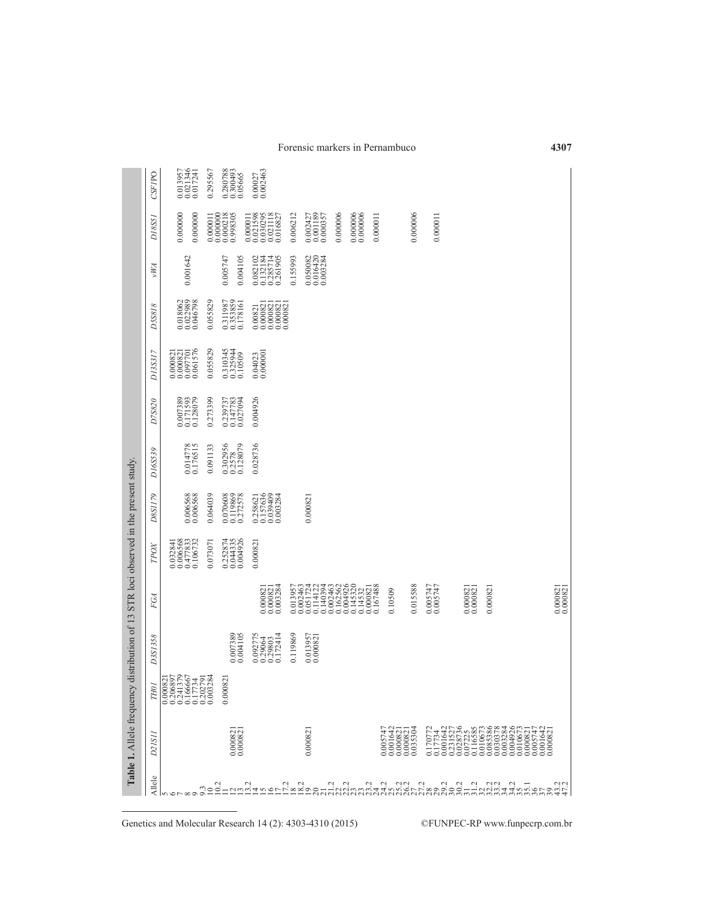**Table 1.** Allele frequency distribution of 13 STR loci observed in the present study.

| Allele | *D21S11* | *TH01* | *D3S1358* | *FGA* | *TPOX* | *D8S1179* | *D16S539* | *D7S820* | *D13S317* | *D5S818* | *vWA* | *D18S51* | *CSF1PO* |
|---|---|---|---|---|---|---|---|---|---|---|---|---|---|
| 5 | | 0.000821 | | | | | | | | | | | |
| 6 | | 0.206897 | | | 0.032841 | | | | 0.000821 | | | 0.000000 | |
| 7 | | 0.241379 | | | 0.006568 | | | 0.007389 | 0.000821 | 0.018062 | | | 0.013957 |
| 8 | | 0.166667 | | | 0.477833 | 0.006568 | 0.014778 | 0.171593 | 0.097701 | 0.022989 | | | 0.021346 |
| 9 | | 0.17734 | | | 0.106732 | 0.006568 | 0.176515 | 0.128079 | 0.061576 | 0.046798 | 0.001642 | 0.000000 | 0.017241 |
| 9.3 | | 0.202791 | | | | | | | | | | | |
| 10 | | 0.003284 | | | 0.073071 | 0.064039 | 0.091133 | 0.273399 | 0.055829 | 0.055829 | | 0.000011 | 0.295567 |
| 10.2 | | | | | | | | | | | | | |
| 11 | | 0.000821 | | | 0.252874 | 0.070608 | 0.302956 | 0.239737 | 0.310345 | 0.311987 | 0.005747 | 0.000000 | 0.280788 |
| 12 | 0.000821 | | 0.007389 | | 0.044335 | 0.119869 | 0.2578 | 0.147783 | 0.325944 | 0.353859 | | 0.000218 | 0.300493 |
| 13 | 0.000821 | | 0.004105 | | 0.004926 | 0.272578 | 0.128079 | 0.027094 | 0.10509 | 0.178161 | 0.004105 | 0.998305 | 0.05665 |
| 13.2 | | | | | | | | | | | | | |
| 14 | | | 0.092775 | 0.000821 | 0.000821 | 0.258621 | 0.028736 | 0.004926 | 0.04023 | 0.00821 | 0.082102 | 0.000011 | 0.00027 |
| 15 | | | 0.29064 | 0.000821 | | 0.157636 | | | 0.000001 | 0.000821 | 0.132184 | 0.021598 | 0.002463 |
| 16 | | | 0.29803 | 0.003284 | | 0.039409 | | | | 0.000821 | 0.285714 | 0.030295 | |
| 17 | | | 0.172414 | | | 0.003284 | | | | 0.000821 | 0.261905 | 0.021118 | |
| 17.2 | | | | | | | | | | 0.000821 | | 0.016827 | |
| 18 | | | 0.119869 | 0.013957 | | | | | | | 0.155993 | 0.006212 | |
| 18.2 | | | | 0.002463 | | | | | | | | | |
| 19 | | | 0.013957 | 0.051724 | | | | | | | 0.050082 | 0.002427 | |
| 20 | 0.000821 | | 0.000821 | 0.114122 | | 0.000821 | | | | | 0.016420 | 0.001189 | |
| 21 | | | | 0.140394 | | | | | | | 0.003284 | 0.000357 | |
| 21.2 | | | | 0.002463 | | | | | | | | | |
| 22 | | | | 0.162562 | | | | | | | | | |
| 22.2 | | | | 0.004926 | | | | | | | | 0.000006 | |
| 23 | | | | 0.145320 | | | | | | | | | |
| 23.2 | | | | 0.14532 | | | | | | | | | |
| 24 | | | | 0.000821 | | | | | | | | 0.000006 | |
| 24.2 | 0.005747 | | | 0.167488 | | | | | | | | 0.000006 | |
| 25 | 0.001642 | | | 0.10509 | | | | | | | | 0.000011 | |
| 25.2 | 0.000821 | | | | | | | | | | | | |
| 26.2 | 0.000821 | | | | | | | | | | | | |
| 27 | 0.035304 | | | 0.015588 | | | | | | | | 0.000006 | |
| 27.2 | | | | | | | | | | | | | |
| 28 | 0.170772 | | | 0.005747 | | | | | | | | | |
| 29 | 0.17734 | | | 0.005747 | | | | | | | | | |
| 29.2 | 0.001642 | | | | | | | | | | | | |
| 30 | 0.231527 | | | | | | | | | | | | |
| 30.2 | 0.028736 | | | | | | | | | | | 0.000011 | |
| 31 | 0.07225 | | | | | | | | | | | | |
| 31.2 | 0.116585 | | | | | | | | | | | | |
| 32 | 0.010673 | | | | | | | | | | | | |
| 32.2 | 0.085386 | | | 0.000821 | | | | | | | | | |
| 33.2 | 0.030378 | | | 0.000821 | | | | | | | | | |
| 34 | 0.003284 | | | | | | | | | | | | |
| 34.2 | 0.004926 | | | 0.000821 | | | | | | | | | |
| 35 | 0.010673 | | | | | | | | | | | | |
| 35.1 | 0.000821 | | | | | | | | | | | | |
| 36 | 0.005747 | | | | | | | | | | | | |
| 37 | 0.001642 | | | | | | | | | | | | |
| 39 | 0.000821 | | | | | | | | | | | | |
| 43.2 | | | | 0.000821 | | | | | | | | | |
| 47.2 | | | | 0.000821 | | | | | | | | | |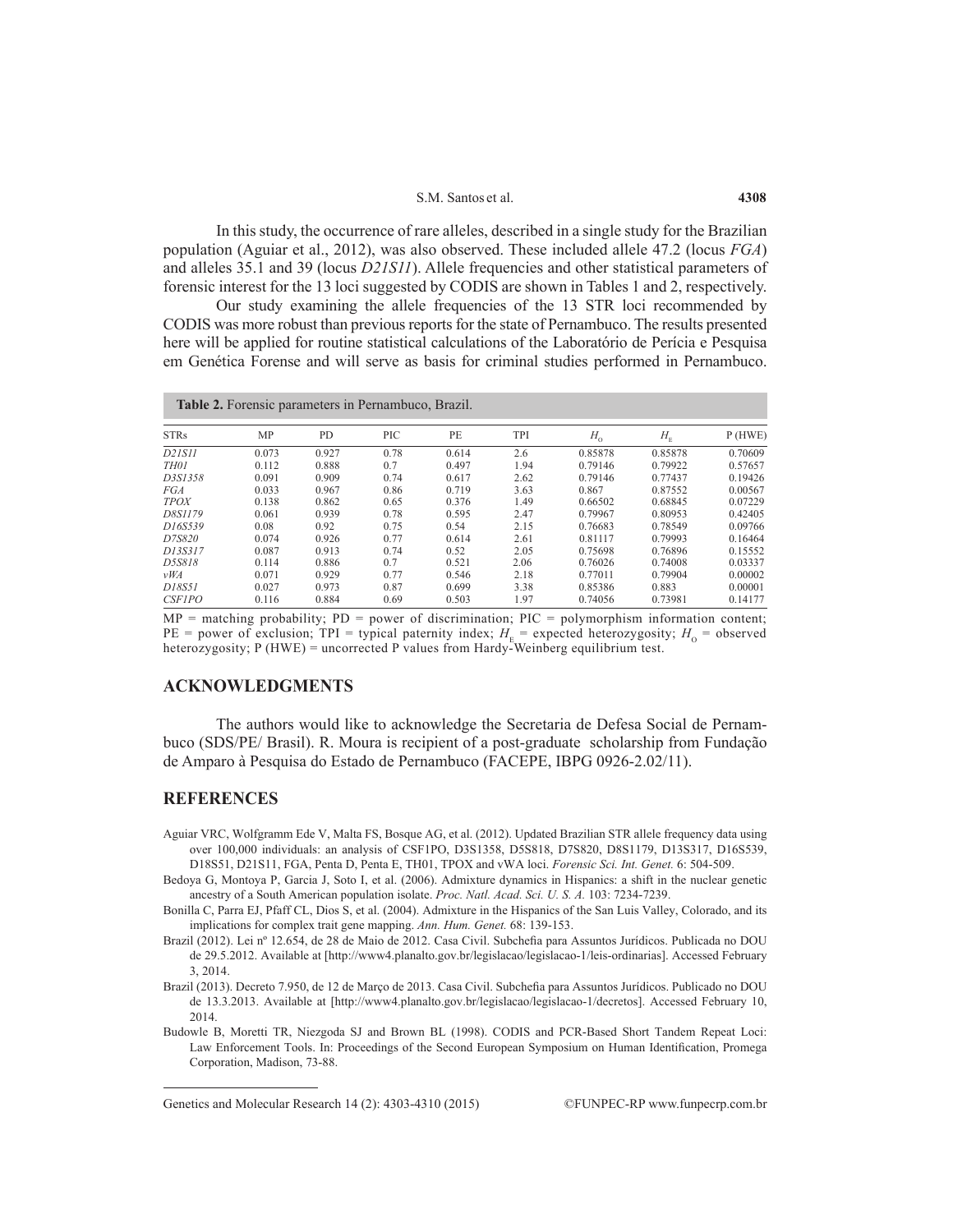In this study, the occurrence of rare alleles, described in a single study for the Brazilian population (Aguiar et al., 2012), was also observed. These included allele 47.2 (locus *FGA*) and alleles 35.1 and 39 (locus *D21S11*). Allele frequencies and other statistical parameters of forensic interest for the 13 loci suggested by CODIS are shown in Tables 1 and 2, respectively.

Our study examining the allele frequencies of the 13 STR loci recommended by CODIS was more robust than previous reports for the state of Pernambuco. The results presented here will be applied for routine statistical calculations of the Laboratório de Perícia e Pesquisa em Genética Forense and will serve as basis for criminal studies performed in Pernambuco.

**Table 2.** Forensic parameters in Pernambuco, Brazil.

| STRs | MP | PD | PIC | PE | TPI | $H_O$ | $H_E$ | P (HWE) |
|---|---|---|---|---|---|---|---|---|
| *D21S11* | 0.073 | 0.927 | 0.78 | 0.614 | 2.6 | 0.85878 | 0.85878 | 0.70609 |
| *TH01* | 0.112 | 0.888 | 0.7 | 0.497 | 1.94 | 0.79146 | 0.79922 | 0.57657 |
| *D3S1358* | 0.091 | 0.909 | 0.74 | 0.617 | 2.62 | 0.79146 | 0.77437 | 0.19426 |
| *FGA* | 0.033 | 0.967 | 0.86 | 0.719 | 3.63 | 0.867 | 0.87552 | 0.00567 |
| *TPOX* | 0.138 | 0.862 | 0.65 | 0.376 | 1.49 | 0.66502 | 0.68845 | 0.07229 |
| *D8S1179* | 0.061 | 0.939 | 0.78 | 0.595 | 2.47 | 0.79967 | 0.80953 | 0.42405 |
| *D16S539* | 0.08 | 0.92 | 0.75 | 0.54 | 2.15 | 0.76683 | 0.78549 | 0.09766 |
| *D7S820* | 0.074 | 0.926 | 0.77 | 0.614 | 2.61 | 0.81117 | 0.79993 | 0.16464 |
| *D13S317* | 0.087 | 0.913 | 0.74 | 0.52 | 2.05 | 0.75698 | 0.76896 | 0.15552 |
| *D5S818* | 0.114 | 0.886 | 0.7 | 0.521 | 2.06 | 0.76026 | 0.74008 | 0.03337 |
| *vWA* | 0.071 | 0.929 | 0.77 | 0.546 | 2.18 | 0.77011 | 0.79904 | 0.00002 |
| *D18S51* | 0.027 | 0.973 | 0.87 | 0.699 | 3.38 | 0.85386 | 0.883 | 0.00001 |
| *CSF1PO* | 0.116 | 0.884 | 0.69 | 0.503 | 1.97 | 0.74056 | 0.73981 | 0.14177 |

MP = matching probability; PD = power of discrimination; PIC = polymorphism information content; PE = power of exclusion; TPI = typical paternity index; $H_E$ = expected heterozygosity; $H_O$ = observed heterozygosity; P (HWE) = uncorrected P values from Hardy-Weinberg equilibrium test.

## ACKNOWLEDGMENTS

The authors would like to acknowledge the Secretaria de Defesa Social de Pernambuco (SDS/PE/ Brasil). R. Moura is recipient of a post-graduate scholarship from Fundação de Amparo à Pesquisa do Estado de Pernambuco (FACEPE, IBPG 0926-2.02/11).

## REFERENCES

Aguiar VRC, Wolfgramm Ede V, Malta FS, Bosque AG, et al. (2012). Updated Brazilian STR allele frequency data using over 100,000 individuals: an analysis of CSF1PO, D3S1358, D5S818, D7S820, D8S1179, D13S317, D16S539, D18S51, D21S11, FGA, Penta D, Penta E, TH01, TPOX and vWA loci. *Forensic Sci. Int. Genet.* 6: 504-509.

Bedoya G, Montoya P, Garcia J, Soto I, et al. (2006). Admixture dynamics in Hispanics: a shift in the nuclear genetic ancestry of a South American population isolate. *Proc. Natl. Acad. Sci. U. S. A.* 103: 7234-7239.

Bonilla C, Parra EJ, Pfaff CL, Dios S, et al. (2004). Admixture in the Hispanics of the San Luis Valley, Colorado, and its implications for complex trait gene mapping. *Ann. Hum. Genet.* 68: 139-153.

Brazil (2012). Lei nº 12.654, de 28 de Maio de 2012. Casa Civil. Subchefia para Assuntos Jurídicos. Publicada no DOU de 29.5.2012. Available at [http://www4.planalto.gov.br/legislacao/legislacao-1/leis-ordinarias]. Accessed February 3, 2014.

Brazil (2013). Decreto 7.950, de 12 de Março de 2013. Casa Civil. Subchefia para Assuntos Jurídicos. Publicado no DOU de 13.3.2013. Available at [http://www4.planalto.gov.br/legislacao/legislacao-1/decretos]. Accessed February 10, 2014.

Budowle B, Moretti TR, Niezgoda SJ and Brown BL (1998). CODIS and PCR-Based Short Tandem Repeat Loci: Law Enforcement Tools. In: Proceedings of the Second European Symposium on Human Identification, Promega Corporation, Madison, 73-88.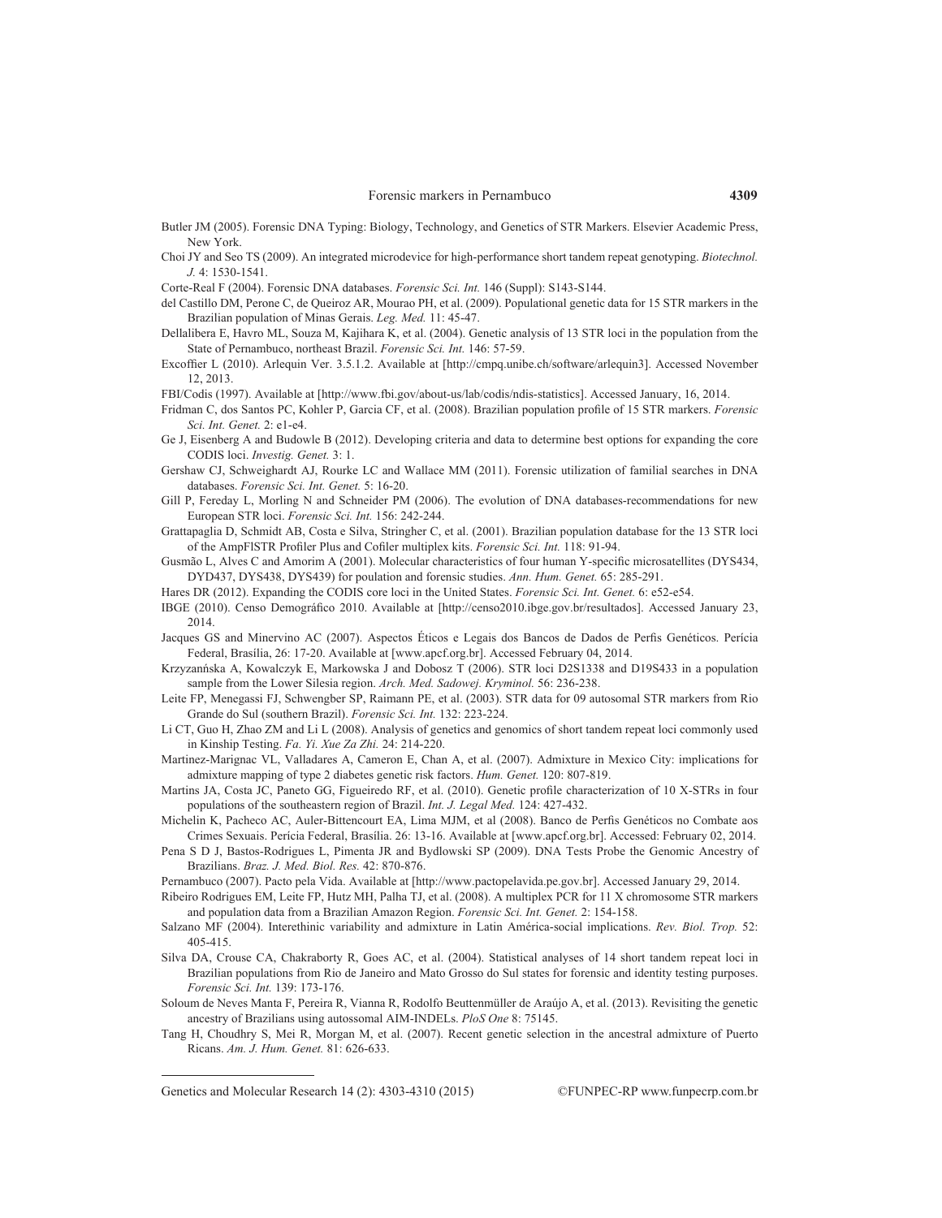Butler JM (2005). Forensic DNA Typing: Biology, Technology, and Genetics of STR Markers. Elsevier Academic Press, New York.

Choi JY and Seo TS (2009). An integrated microdevice for high-performance short tandem repeat genotyping. *Biotechnol. J.* 4: 1530-1541.

Corte-Real F (2004). Forensic DNA databases. *Forensic Sci. Int.* 146 (Suppl): S143-S144.

del Castillo DM, Perone C, de Queiroz AR, Mourao PH, et al. (2009). Populational genetic data for 15 STR markers in the Brazilian population of Minas Gerais. *Leg. Med.* 11: 45-47.

Dellalibera E, Havro ML, Souza M, Kajihara K, et al. (2004). Genetic analysis of 13 STR loci in the population from the State of Pernambuco, northeast Brazil. *Forensic Sci. Int.* 146: 57-59.

Excoffier L (2010). Arlequin Ver. 3.5.1.2. Available at [http://cmpq.unibe.ch/software/arlequin3]. Accessed November 12, 2013.

FBI/Codis (1997). Available at [http://www.fbi.gov/about-us/lab/codis/ndis-statistics]. Accessed January, 16, 2014.

Fridman C, dos Santos PC, Kohler P, Garcia CF, et al. (2008). Brazilian population profile of 15 STR markers. *Forensic Sci. Int. Genet.* 2: e1-e4.

Ge J, Eisenberg A and Budowle B (2012). Developing criteria and data to determine best options for expanding the core CODIS loci. *Investig. Genet.* 3: 1.

Gershaw CJ, Schweighardt AJ, Rourke LC and Wallace MM (2011). Forensic utilization of familial searches in DNA databases. *Forensic Sci. Int. Genet.* 5: 16-20.

Gill P, Fereday L, Morling N and Schneider PM (2006). The evolution of DNA databases-recommendations for new European STR loci. *Forensic Sci. Int.* 156: 242-244.

Grattapaglia D, Schmidt AB, Costa e Silva, Stringher C, et al. (2001). Brazilian population database for the 13 STR loci of the AmpFlSTR Profiler Plus and Cofiler multiplex kits. *Forensic Sci. Int.* 118: 91-94.

Gusmão L, Alves C and Amorim A (2001). Molecular characteristics of four human Y-specific microsatellites (DYS434, DYD437, DYS438, DYS439) for poulation and forensic studies. *Ann. Hum. Genet.* 65: 285-291.

Hares DR (2012). Expanding the CODIS core loci in the United States. *Forensic Sci. Int. Genet.* 6: e52-e54.

IBGE (2010). Censo Demográfico 2010. Available at [http://censo2010.ibge.gov.br/resultados]. Accessed January 23, 2014.

Jacques GS and Minervino AC (2007). Aspectos Éticos e Legais dos Bancos de Dados de Perfis Genéticos. Perícia Federal, Brasília, 26: 17-20. Available at [www.apcf.org.br]. Accessed February 04, 2014.

Krzyzańska A, Kowalczyk E, Markowska J and Dobosz T (2006). STR loci D2S1338 and D19S433 in a population sample from the Lower Silesia region. *Arch. Med. Sadowej. Kryminol.* 56: 236-238.

Leite FP, Menegassi FJ, Schwengber SP, Raimann PE, et al. (2003). STR data for 09 autosomal STR markers from Rio Grande do Sul (southern Brazil). *Forensic Sci. Int.* 132: 223-224.

Li CT, Guo H, Zhao ZM and Li L (2008). Analysis of genetics and genomics of short tandem repeat loci commonly used in Kinship Testing. *Fa. Yi. Xue Za Zhi.* 24: 214-220.

Martinez-Marignac VL, Valladares A, Cameron E, Chan A, et al. (2007). Admixture in Mexico City: implications for admixture mapping of type 2 diabetes genetic risk factors. *Hum. Genet.* 120: 807-819.

Martins JA, Costa JC, Paneto GG, Figueiredo RF, et al. (2010). Genetic profile characterization of 10 X-STRs in four populations of the southeastern region of Brazil. *Int. J. Legal Med.* 124: 427-432.

Michelin K, Pacheco AC, Auler-Bittencourt EA, Lima MJM, et al (2008). Banco de Perfis Genéticos no Combate aos Crimes Sexuais. Perícia Federal, Brasília. 26: 13-16. Available at [www.apcf.org.br]. Accessed: February 02, 2014.

Pena S D J, Bastos-Rodrigues L, Pimenta JR and Bydlowski SP (2009). DNA Tests Probe the Genomic Ancestry of Brazilians. *Braz. J. Med. Biol. Res.* 42: 870-876.

Pernambuco (2007). Pacto pela Vida. Available at [http://www.pactopelavida.pe.gov.br]. Accessed January 29, 2014.

Ribeiro Rodrigues EM, Leite FP, Hutz MH, Palha TJ, et al. (2008). A multiplex PCR for 11 X chromosome STR markers and population data from a Brazilian Amazon Region. *Forensic Sci. Int. Genet.* 2: 154-158.

Salzano MF (2004). Interethinic variability and admixture in Latin América-social implications. *Rev. Biol. Trop.* 52: 405-415.

Silva DA, Crouse CA, Chakraborty R, Goes AC, et al. (2004). Statistical analyses of 14 short tandem repeat loci in Brazilian populations from Rio de Janeiro and Mato Grosso do Sul states for forensic and identity testing purposes. *Forensic Sci. Int.* 139: 173-176.

Soloum de Neves Manta F, Pereira R, Vianna R, Rodolfo Beuttenmüller de Araújo A, et al. (2013). Revisiting the genetic ancestry of Brazilians using autossomal AIM-INDELs. *PloS One* 8: 75145.

Tang H, Choudhry S, Mei R, Morgan M, et al. (2007). Recent genetic selection in the ancestral admixture of Puerto Ricans. *Am. J. Hum. Genet.* 81: 626-633.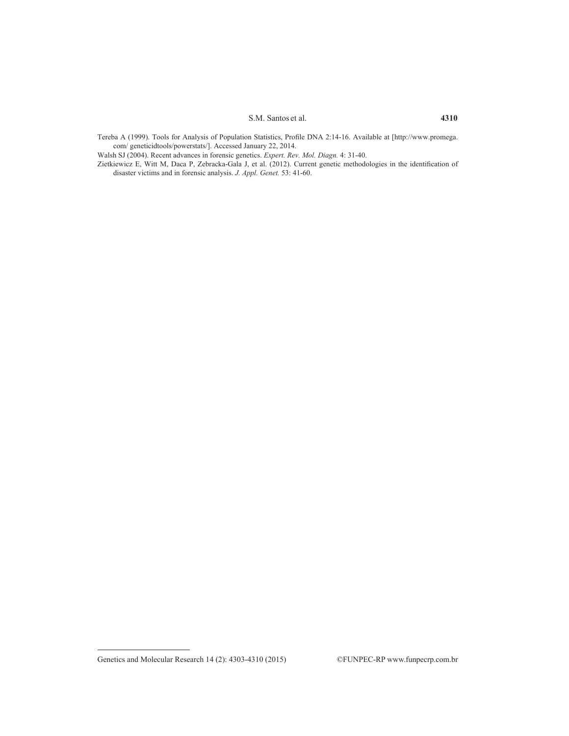Tereba A (1999). Tools for Analysis of Population Statistics, Profile DNA 2:14-16. Available at [http://www.promega.com/ geneticidtools/powerstats/]. Accessed January 22, 2014.

Walsh SJ (2004). Recent advances in forensic genetics. *Expert. Rev. Mol. Diagn.* 4: 31-40.

Zietkiewicz E, Witt M, Daca P, Zebracka-Gala J, et al. (2012). Current genetic methodologies in the identification of disaster victims and in forensic analysis. *J. Appl. Genet.* 53: 41-60.